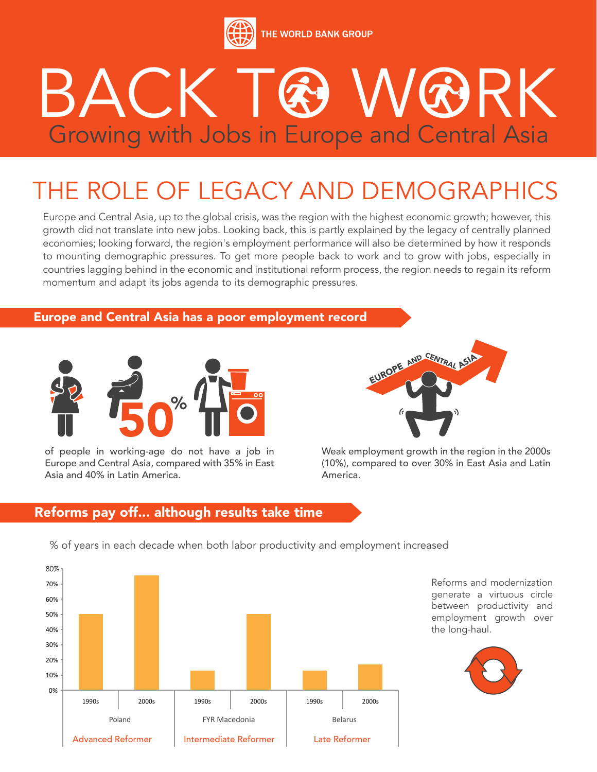THE WORLD BANK GROUP

# BACK TO WORK

## Growing with Jobs in Europe and Central Asia

## THE ROLE OF LEGACY AND DEMOGRAPHICS

Europe and Central Asia, up to the global crisis, was the region with the highest economic growth; however, this growth did not translate into new jobs. Looking back, this is partly explained by the legacy of centrally planned economies; looking forward, the region's employment performance will also be determined by how it responds to mounting demographic pressures. To get more people back to work and to grow with jobs, especially in countries lagging behind in the economic and institutional reform process, the region needs to regain its reform momentum and adapt its jobs agenda to its demographic pressures.

### Europe and Central Asia has a poor employment record

**50%** of people in working-age do not have a job in Europe and Central Asia, compared with 35% in East Asia and 40% in Latin America.

Weak employment growth in the region in the 2000s (10%), compared to over 30% in East Asia and Latin America.

### Reforms pay off... although results take time

% of years in each decade when both labor productivity and employment increased

| Country | Reformer type | 1990s | 2000s |
|---|---|---|---|
| Poland | Advanced Reformer | 50% | ~75% |
| FYR Macedonia | Intermediate Reformer | ~13% | 50% |
| Belarus | Late Reformer | ~13% | ~17% |

Reforms and modernization generate a virtuous circle between productivity and employment growth over the long-haul.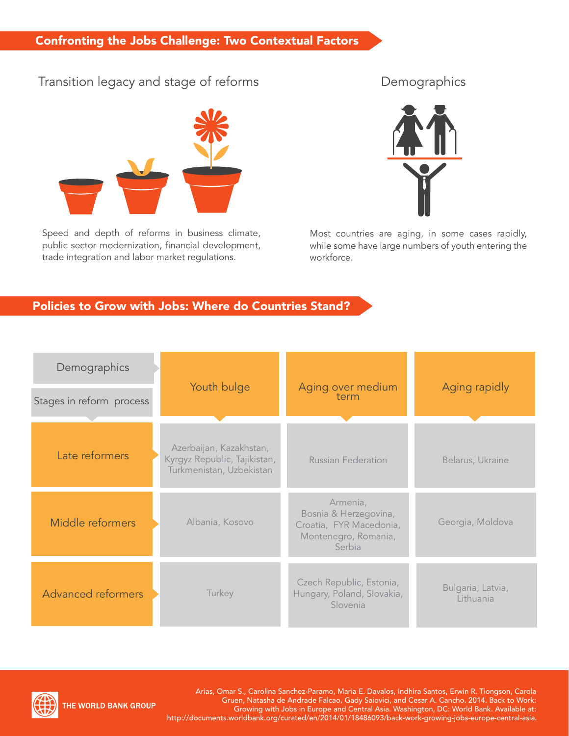## Confronting the Jobs Challenge: Two Contextual Factors

### Transition legacy and stage of reforms

Speed and depth of reforms in business climate, public sector modernization, financial development, trade integration and labor market regulations.

### Demographics

Most countries are aging, in some cases rapidly, while some have large numbers of youth entering the workforce.

## Policies to Grow with Jobs: Where do Countries Stand?

| Demographics / Stages in reform process | Youth bulge | Aging over medium term | Aging rapidly |
|---|---|---|---|
| Late reformers | Azerbaijan, Kazakhstan, Kyrgyz Republic, Tajikistan, Turkmenistan, Uzbekistan | Russian Federation | Belarus, Ukraine |
| Middle reformers | Albania, Kosovo | Armenia, Bosnia & Herzegovina, Croatia, FYR Macedonia, Montenegro, Romania, Serbia | Georgia, Moldova |
| Advanced reformers | Turkey | Czech Republic, Estonia, Hungary, Poland, Slovakia, Slovenia | Bulgaria, Latvia, Lithuania |

THE WORLD BANK GROUP

Arias, Omar S., Carolina Sanchez-Paramo, Maria E. Davalos, Indhira Santos, Erwin R. Tiongson, Carola Gruen, Natasha de Andrade Falcao, Gady Saiovici, and Cesar A. Cancho. 2014. Back to Work: Growing with Jobs in Europe and Central Asia. Washington, DC: World Bank. Available at: http://documents.worldbank.org/curated/en/2014/01/18486093/back-work-growing-jobs-europe-central-asia.